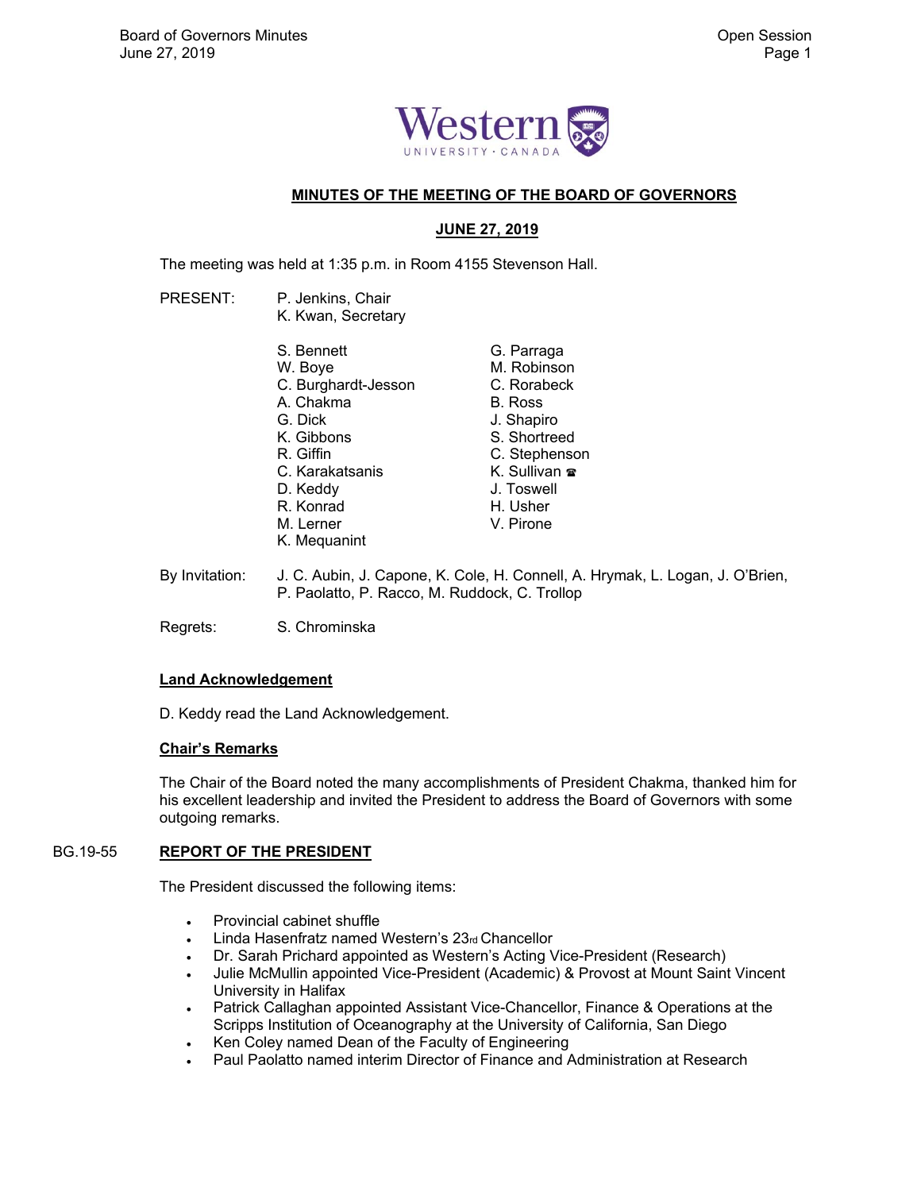# MINUTES OF THE MEETING OF THE BOARD OF GOVERNORS

## JUNE 27, 2019

The meeting was held at 1:35 p.m. in Room 4155 Stevenson Hall.

PRESENT: P. Jenkins, Chair
K. Kwan, Secretary

S. Bennett
W. Boye
C. Burghardt-Jesson
A. Chakma
G. Dick
K. Gibbons
R. Giffin
C. Karakatsanis
D. Keddy
R. Konrad
M. Lerner
K. Mequanint
G. Parraga
M. Robinson
C. Rorabeck
B. Ross
J. Shapiro
S. Shortreed
C. Stephenson
K. Sullivan ☎
J. Toswell
H. Usher
V. Pirone

By Invitation: J. C. Aubin, J. Capone, K. Cole, H. Connell, A. Hrymak, L. Logan, J. O'Brien, P. Paolatto, P. Racco, M. Ruddock, C. Trollop

Regrets: S. Chrominska

### Land Acknowledgement

D. Keddy read the Land Acknowledgement.

### Chair's Remarks

The Chair of the Board noted the many accomplishments of President Chakma, thanked him for his excellent leadership and invited the President to address the Board of Governors with some outgoing remarks.

### BG.19-55 REPORT OF THE PRESIDENT

The President discussed the following items:

- Provincial cabinet shuffle
- Linda Hasenfratz named Western's 23rd Chancellor
- Dr. Sarah Prichard appointed as Western's Acting Vice-President (Research)
- Julie McMullin appointed Vice-President (Academic) & Provost at Mount Saint Vincent University in Halifax
- Patrick Callaghan appointed Assistant Vice-Chancellor, Finance & Operations at the Scripps Institution of Oceanography at the University of California, San Diego
- Ken Coley named Dean of the Faculty of Engineering
- Paul Paolatto named interim Director of Finance and Administration at Research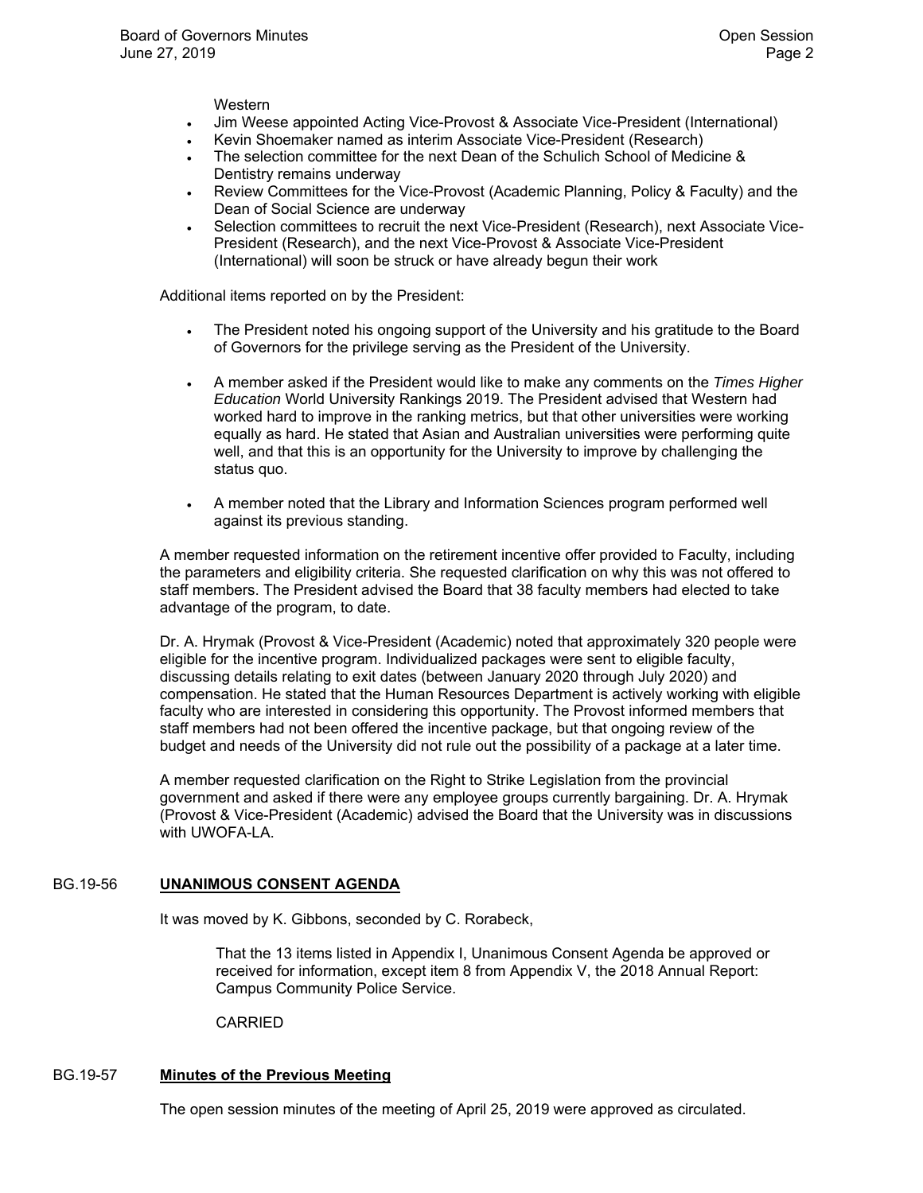Western

- Jim Weese appointed Acting Vice-Provost & Associate Vice-President (International)
- Kevin Shoemaker named as interim Associate Vice-President (Research)
- The selection committee for the next Dean of the Schulich School of Medicine & Dentistry remains underway
- Review Committees for the Vice-Provost (Academic Planning, Policy & Faculty) and the Dean of Social Science are underway
- Selection committees to recruit the next Vice-President (Research), next Associate Vice-President (Research), and the next Vice-Provost & Associate Vice-President (International) will soon be struck or have already begun their work

Additional items reported on by the President:

- The President noted his ongoing support of the University and his gratitude to the Board of Governors for the privilege serving as the President of the University.

- A member asked if the President would like to make any comments on the *Times Higher Education* World University Rankings 2019. The President advised that Western had worked hard to improve in the ranking metrics, but that other universities were working equally as hard. He stated that Asian and Australian universities were performing quite well, and that this is an opportunity for the University to improve by challenging the status quo.

- A member noted that the Library and Information Sciences program performed well against its previous standing.

A member requested information on the retirement incentive offer provided to Faculty, including the parameters and eligibility criteria. She requested clarification on why this was not offered to staff members. The President advised the Board that 38 faculty members had elected to take advantage of the program, to date.

Dr. A. Hrymak (Provost & Vice-President (Academic) noted that approximately 320 people were eligible for the incentive program. Individualized packages were sent to eligible faculty, discussing details relating to exit dates (between January 2020 through July 2020) and compensation. He stated that the Human Resources Department is actively working with eligible faculty who are interested in considering this opportunity. The Provost informed members that staff members had not been offered the incentive package, but that ongoing review of the budget and needs of the University did not rule out the possibility of a package at a later time.

A member requested clarification on the Right to Strike Legislation from the provincial government and asked if there were any employee groups currently bargaining. Dr. A. Hrymak (Provost & Vice-President (Academic) advised the Board that the University was in discussions with UWOFA-LA.

## BG.19-56 **UNANIMOUS CONSENT AGENDA**

It was moved by K. Gibbons, seconded by C. Rorabeck,

> That the 13 items listed in Appendix I, Unanimous Consent Agenda be approved or received for information, except item 8 from Appendix V, the 2018 Annual Report: Campus Community Police Service.
>
> CARRIED

## BG.19-57 **Minutes of the Previous Meeting**

The open session minutes of the meeting of April 25, 2019 were approved as circulated.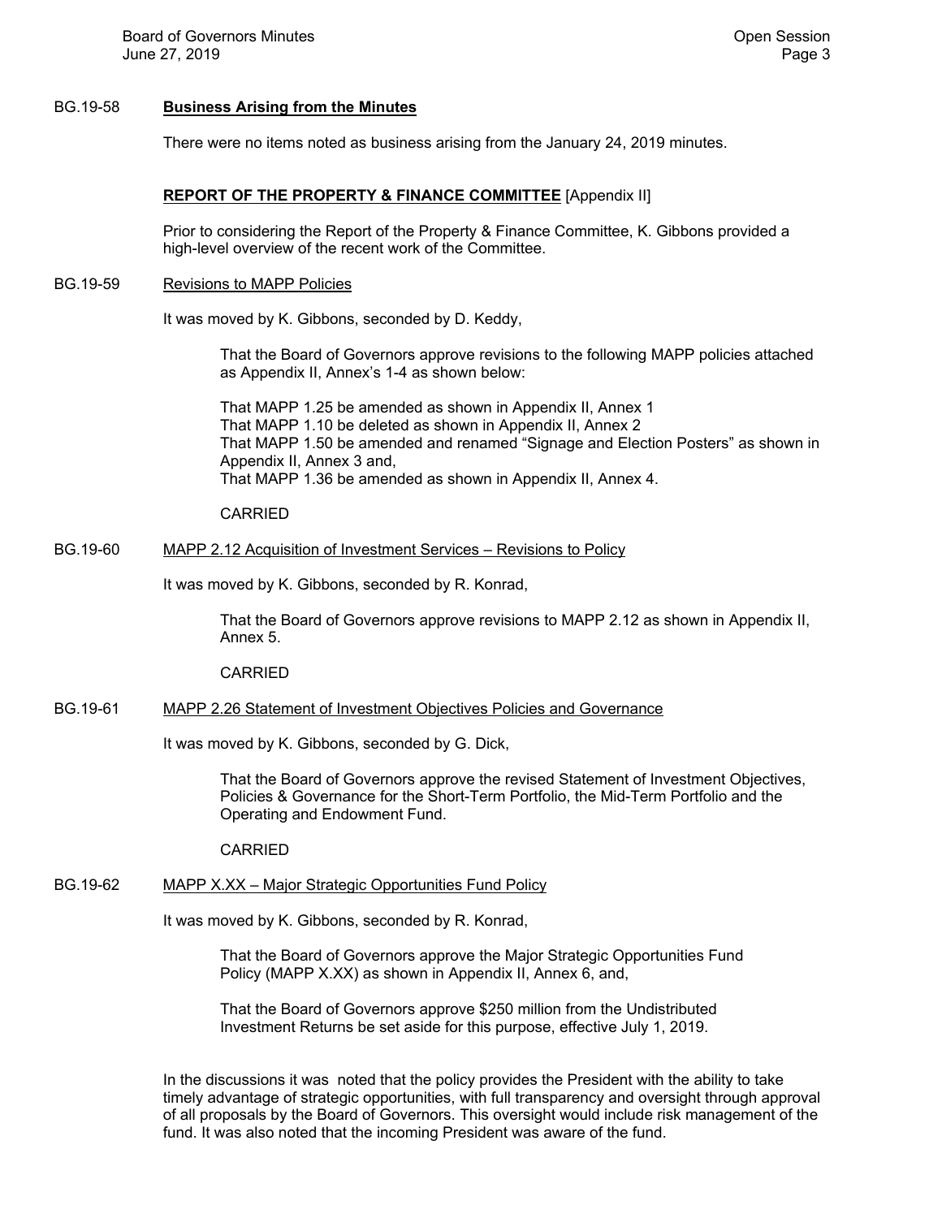BG.19-58 **Business Arising from the Minutes**

There were no items noted as business arising from the January 24, 2019 minutes.

**REPORT OF THE PROPERTY & FINANCE COMMITTEE** [Appendix II]

Prior to considering the Report of the Property & Finance Committee, K. Gibbons provided a high-level overview of the recent work of the Committee.

BG.19-59 Revisions to MAPP Policies

It was moved by K. Gibbons, seconded by D. Keddy,

> That the Board of Governors approve revisions to the following MAPP policies attached as Appendix II, Annex's 1-4 as shown below:
>
> That MAPP 1.25 be amended as shown in Appendix II, Annex 1
> That MAPP 1.10 be deleted as shown in Appendix II, Annex 2
> That MAPP 1.50 be amended and renamed "Signage and Election Posters" as shown in Appendix II, Annex 3 and,
> That MAPP 1.36 be amended as shown in Appendix II, Annex 4.
>
> CARRIED

BG.19-60 MAPP 2.12 Acquisition of Investment Services – Revisions to Policy

It was moved by K. Gibbons, seconded by R. Konrad,

> That the Board of Governors approve revisions to MAPP 2.12 as shown in Appendix II, Annex 5.
>
> CARRIED

BG.19-61 MAPP 2.26 Statement of Investment Objectives Policies and Governance

It was moved by K. Gibbons, seconded by G. Dick,

> That the Board of Governors approve the revised Statement of Investment Objectives, Policies & Governance for the Short-Term Portfolio, the Mid-Term Portfolio and the Operating and Endowment Fund.
>
> CARRIED

BG.19-62 MAPP X.XX – Major Strategic Opportunities Fund Policy

It was moved by K. Gibbons, seconded by R. Konrad,

> That the Board of Governors approve the Major Strategic Opportunities Fund Policy (MAPP X.XX) as shown in Appendix II, Annex 6, and,
>
> That the Board of Governors approve $250 million from the Undistributed Investment Returns be set aside for this purpose, effective July 1, 2019.

In the discussions it was noted that the policy provides the President with the ability to take timely advantage of strategic opportunities, with full transparency and oversight through approval of all proposals by the Board of Governors. This oversight would include risk management of the fund. It was also noted that the incoming President was aware of the fund.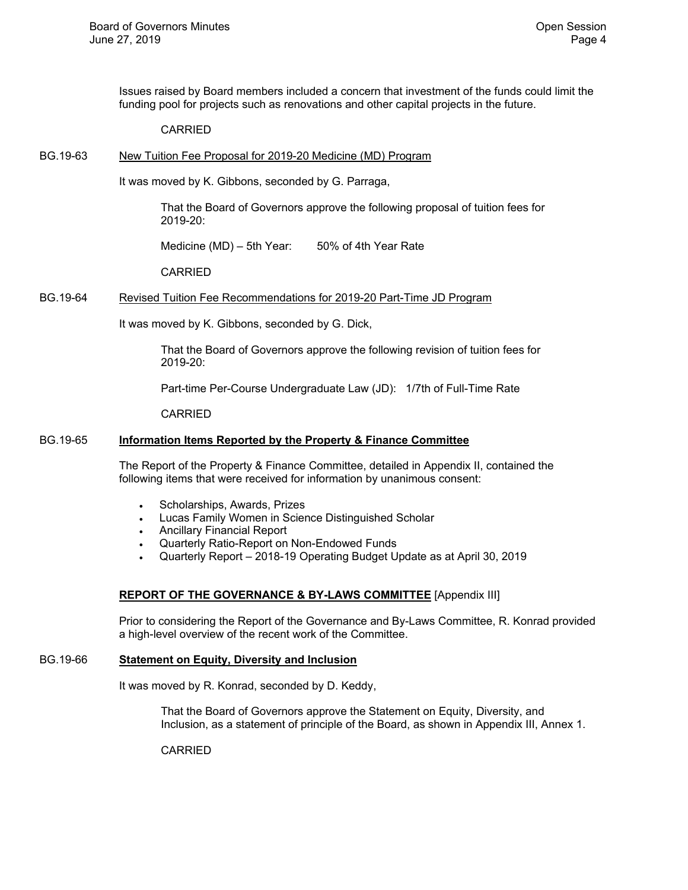Issues raised by Board members included a concern that investment of the funds could limit the funding pool for projects such as renovations and other capital projects in the future.

CARRIED

BG.19-63 New Tuition Fee Proposal for 2019-20 Medicine (MD) Program

It was moved by K. Gibbons, seconded by G. Parraga,

> That the Board of Governors approve the following proposal of tuition fees for 2019-20:
>
> Medicine (MD) – 5th Year: 50% of 4th Year Rate
>
> CARRIED

BG.19-64 Revised Tuition Fee Recommendations for 2019-20 Part-Time JD Program

It was moved by K. Gibbons, seconded by G. Dick,

> That the Board of Governors approve the following revision of tuition fees for 2019-20:
>
> Part-time Per-Course Undergraduate Law (JD): 1/7th of Full-Time Rate
>
> CARRIED

**BG.19-65 Information Items Reported by the Property & Finance Committee**

The Report of the Property & Finance Committee, detailed in Appendix II, contained the following items that were received for information by unanimous consent:

- Scholarships, Awards, Prizes
- Lucas Family Women in Science Distinguished Scholar
- Ancillary Financial Report
- Quarterly Ratio-Report on Non-Endowed Funds
- Quarterly Report – 2018-19 Operating Budget Update as at April 30, 2019

## **REPORT OF THE GOVERNANCE & BY-LAWS COMMITTEE** [Appendix III]

Prior to considering the Report of the Governance and By-Laws Committee, R. Konrad provided a high-level overview of the recent work of the Committee.

**BG.19-66 Statement on Equity, Diversity and Inclusion**

It was moved by R. Konrad, seconded by D. Keddy,

> That the Board of Governors approve the Statement on Equity, Diversity, and Inclusion, as a statement of principle of the Board, as shown in Appendix III, Annex 1.
>
> CARRIED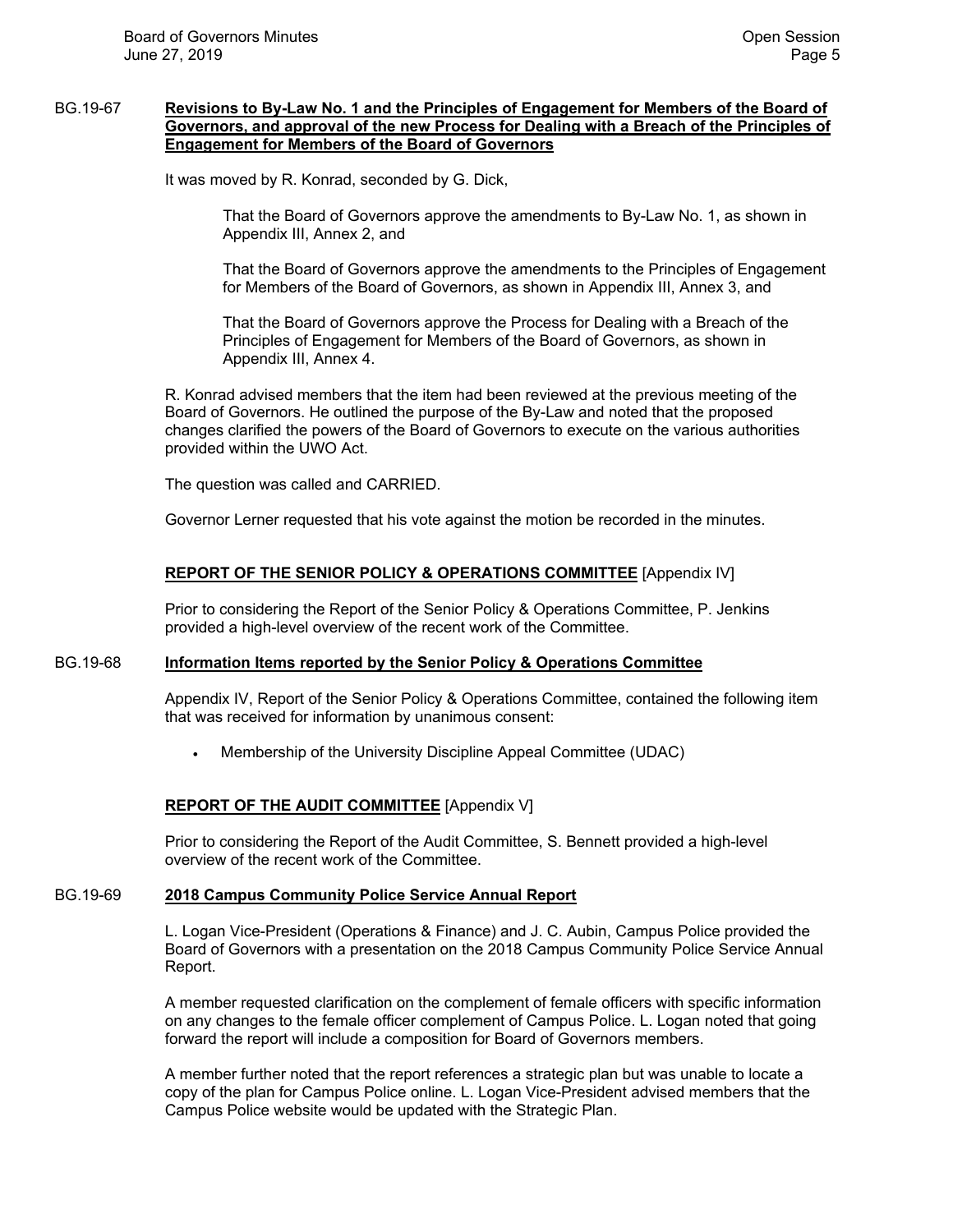**BG.19-67 Revisions to By-Law No. 1 and the Principles of Engagement for Members of the Board of Governors, and approval of the new Process for Dealing with a Breach of the Principles of Engagement for Members of the Board of Governors**

It was moved by R. Konrad, seconded by G. Dick,

> That the Board of Governors approve the amendments to By-Law No. 1, as shown in Appendix III, Annex 2, and
>
> That the Board of Governors approve the amendments to the Principles of Engagement for Members of the Board of Governors, as shown in Appendix III, Annex 3, and
>
> That the Board of Governors approve the Process for Dealing with a Breach of the Principles of Engagement for Members of the Board of Governors, as shown in Appendix III, Annex 4.

R. Konrad advised members that the item had been reviewed at the previous meeting of the Board of Governors. He outlined the purpose of the By-Law and noted that the proposed changes clarified the powers of the Board of Governors to execute on the various authorities provided within the UWO Act.

The question was called and CARRIED.

Governor Lerner requested that his vote against the motion be recorded in the minutes.

## REPORT OF THE SENIOR POLICY & OPERATIONS COMMITTEE [Appendix IV]

Prior to considering the Report of the Senior Policy & Operations Committee, P. Jenkins provided a high-level overview of the recent work of the Committee.

**BG.19-68 Information Items reported by the Senior Policy & Operations Committee**

Appendix IV, Report of the Senior Policy & Operations Committee, contained the following item that was received for information by unanimous consent:

- Membership of the University Discipline Appeal Committee (UDAC)

## REPORT OF THE AUDIT COMMITTEE [Appendix V]

Prior to considering the Report of the Audit Committee, S. Bennett provided a high-level overview of the recent work of the Committee.

**BG.19-69 2018 Campus Community Police Service Annual Report**

L. Logan Vice-President (Operations & Finance) and J. C. Aubin, Campus Police provided the Board of Governors with a presentation on the 2018 Campus Community Police Service Annual Report.

A member requested clarification on the complement of female officers with specific information on any changes to the female officer complement of Campus Police. L. Logan noted that going forward the report will include a composition for Board of Governors members.

A member further noted that the report references a strategic plan but was unable to locate a copy of the plan for Campus Police online. L. Logan Vice-President advised members that the Campus Police website would be updated with the Strategic Plan.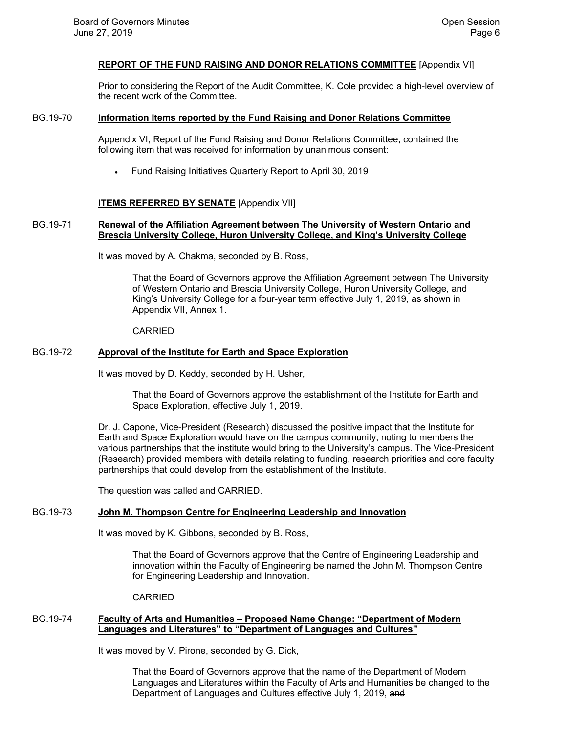**REPORT OF THE FUND RAISING AND DONOR RELATIONS COMMITTEE** [Appendix VI]

Prior to considering the Report of the Audit Committee, K. Cole provided a high-level overview of the recent work of the Committee.

BG.19-70 **Information Items reported by the Fund Raising and Donor Relations Committee**

Appendix VI, Report of the Fund Raising and Donor Relations Committee, contained the following item that was received for information by unanimous consent:

- Fund Raising Initiatives Quarterly Report to April 30, 2019

**ITEMS REFERRED BY SENATE** [Appendix VII]

BG.19-71 **Renewal of the Affiliation Agreement between The University of Western Ontario and Brescia University College, Huron University College, and King's University College**

It was moved by A. Chakma, seconded by B. Ross,

> That the Board of Governors approve the Affiliation Agreement between The University of Western Ontario and Brescia University College, Huron University College, and King's University College for a four-year term effective July 1, 2019, as shown in Appendix VII, Annex 1.
>
> CARRIED

BG.19-72 **Approval of the Institute for Earth and Space Exploration**

It was moved by D. Keddy, seconded by H. Usher,

> That the Board of Governors approve the establishment of the Institute for Earth and Space Exploration, effective July 1, 2019.

Dr. J. Capone, Vice-President (Research) discussed the positive impact that the Institute for Earth and Space Exploration would have on the campus community, noting to members the various partnerships that the institute would bring to the University's campus. The Vice-President (Research) provided members with details relating to funding, research priorities and core faculty partnerships that could develop from the establishment of the Institute.

The question was called and CARRIED.

BG.19-73 **John M. Thompson Centre for Engineering Leadership and Innovation**

It was moved by K. Gibbons, seconded by B. Ross,

> That the Board of Governors approve that the Centre of Engineering Leadership and innovation within the Faculty of Engineering be named the John M. Thompson Centre for Engineering Leadership and Innovation.
>
> CARRIED

BG.19-74 **Faculty of Arts and Humanities – Proposed Name Change: "Department of Modern Languages and Literatures" to "Department of Languages and Cultures"**

It was moved by V. Pirone, seconded by G. Dick,

> That the Board of Governors approve that the name of the Department of Modern Languages and Literatures within the Faculty of Arts and Humanities be changed to the Department of Languages and Cultures effective July 1, 2019, ~~and~~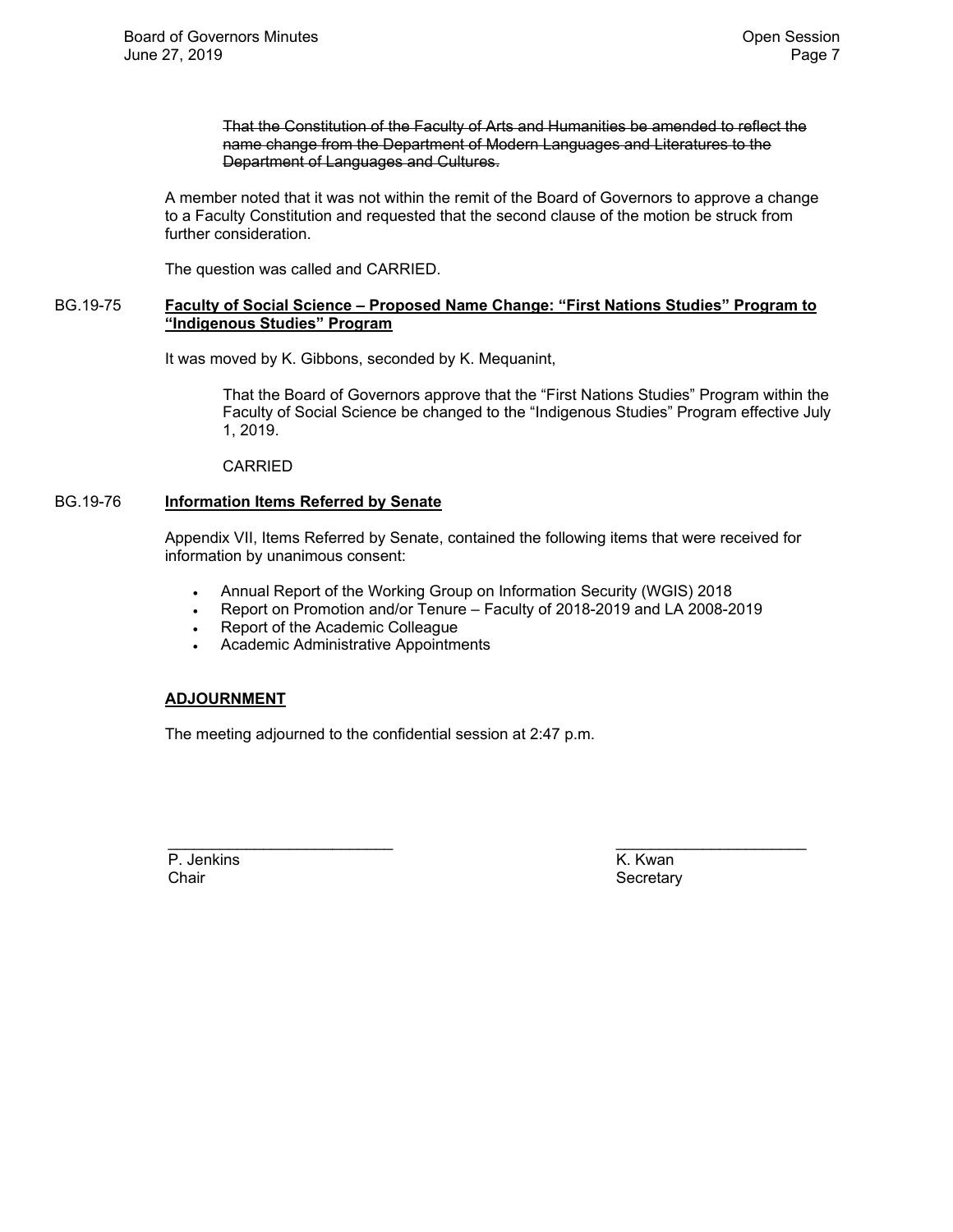~~That the Constitution of the Faculty of Arts and Humanities be amended to reflect the name change from the Department of Modern Languages and Literatures to the Department of Languages and Cultures.~~

A member noted that it was not within the remit of the Board of Governors to approve a change to a Faculty Constitution and requested that the second clause of the motion be struck from further consideration.

The question was called and CARRIED.

**BG.19-75 <u>Faculty of Social Science – Proposed Name Change: "First Nations Studies" Program to "Indigenous Studies" Program</u>**

It was moved by K. Gibbons, seconded by K. Mequanint,

> That the Board of Governors approve that the "First Nations Studies" Program within the Faculty of Social Science be changed to the "Indigenous Studies" Program effective July 1, 2019.
>
> CARRIED

**BG.19-76 <u>Information Items Referred by Senate</u>**

Appendix VII, Items Referred by Senate, contained the following items that were received for information by unanimous consent:

- Annual Report of the Working Group on Information Security (WGIS) 2018
- Report on Promotion and/or Tenure – Faculty of 2018-2019 and LA 2008-2019
- Report of the Academic Colleague
- Academic Administrative Appointments

**<u>ADJOURNMENT</u>**

The meeting adjourned to the confidential session at 2:47 p.m.

\_\_\_\_\_\_\_\_\_\_\_\_\_\_\_\_\_\_\_\_\_\_\_\_\_\_
P. Jenkins
Chair

\_\_\_\_\_\_\_\_\_\_\_\_\_\_\_\_\_\_\_\_\_\_\_\_\_\_
K. Kwan
Secretary